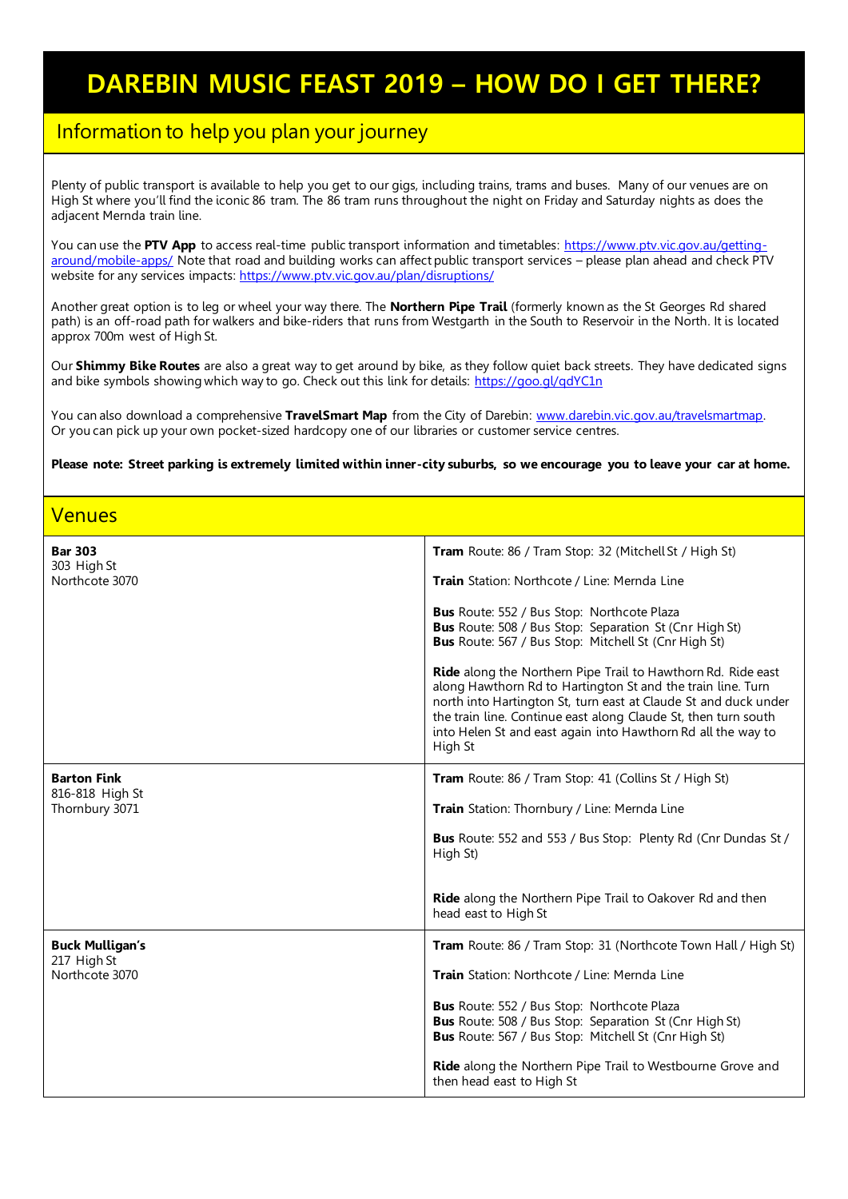# DAREBIN MUSIC FEAST 2019 – HOW DO I GET THERE?

## Information to help you plan your journey

Plenty of public transport is available to help you get to our gigs, including trains, trams and buses. Many of our venues are on High St where you'll find the iconic 86 tram. The 86 tram runs throughout the night on Friday and Saturday nights as does the adjacent Mernda train line.

You can use the **PTV App** to access real-time public transport information and timetables: https://www.ptv.vic.gov.au/getting-around/mobile-apps/ Note that road and building works can affect public transport services – please plan ahead and check PTV website for any services impacts: https://www.ptv.vic.gov.au/plan/disruptions/

Another great option is to leg or wheel your way there. The **Northern Pipe Trail** (formerly known as the St Georges Rd shared path) is an off-road path for walkers and bike-riders that runs from Westgarth in the South to Reservoir in the North. It is located approx 700m west of High St.

Our **Shimmy Bike Routes** are also a great way to get around by bike, as they follow quiet back streets. They have dedicated signs and bike symbols showing which way to go. Check out this link for details: https://goo.gl/qdYC1n

You can also download a comprehensive **TravelSmart Map** from the City of Darebin: www.darebin.vic.gov.au/travelsmartmap. Or you can pick up your own pocket-sized hardcopy one of our libraries or customer service centres.

**Please note: Street parking is extremely limited within inner-city suburbs, so we encourage you to leave your car at home.**

## Venues

| Venue | How to get there |
|---|---|
| **Bar 303**<br>303 High St<br>Northcote 3070 | **Tram** Route: 86 / Tram Stop: 32 (Mitchell St / High St)<br><br>**Train** Station: Northcote / Line: Mernda Line<br><br>**Bus** Route: 552 / Bus Stop: Northcote Plaza<br>**Bus** Route: 508 / Bus Stop: Separation St (Cnr High St)<br>**Bus** Route: 567 / Bus Stop: Mitchell St (Cnr High St)<br><br>**Ride** along the Northern Pipe Trail to Hawthorn Rd. Ride east along Hawthorn Rd to Hartington St and the train line. Turn north into Hartington St, turn east at Claude St and duck under the train line. Continue east along Claude St, then turn south into Helen St and east again into Hawthorn Rd all the way to High St |
| **Barton Fink**<br>816-818 High St<br>Thornbury 3071 | **Tram** Route: 86 / Tram Stop: 41 (Collins St / High St)<br><br>**Train** Station: Thornbury / Line: Mernda Line<br><br>**Bus** Route: 552 and 553 / Bus Stop: Plenty Rd (Cnr Dundas St / High St)<br><br>**Ride** along the Northern Pipe Trail to Oakover Rd and then head east to High St |
| **Buck Mulligan's**<br>217 High St<br>Northcote 3070 | **Tram** Route: 86 / Tram Stop: 31 (Northcote Town Hall / High St)<br><br>**Train** Station: Northcote / Line: Mernda Line<br><br>**Bus** Route: 552 / Bus Stop: Northcote Plaza<br>**Bus** Route: 508 / Bus Stop: Separation St (Cnr High St)<br>**Bus** Route: 567 / Bus Stop: Mitchell St (Cnr High St)<br><br>**Ride** along the Northern Pipe Trail to Westbourne Grove and then head east to High St |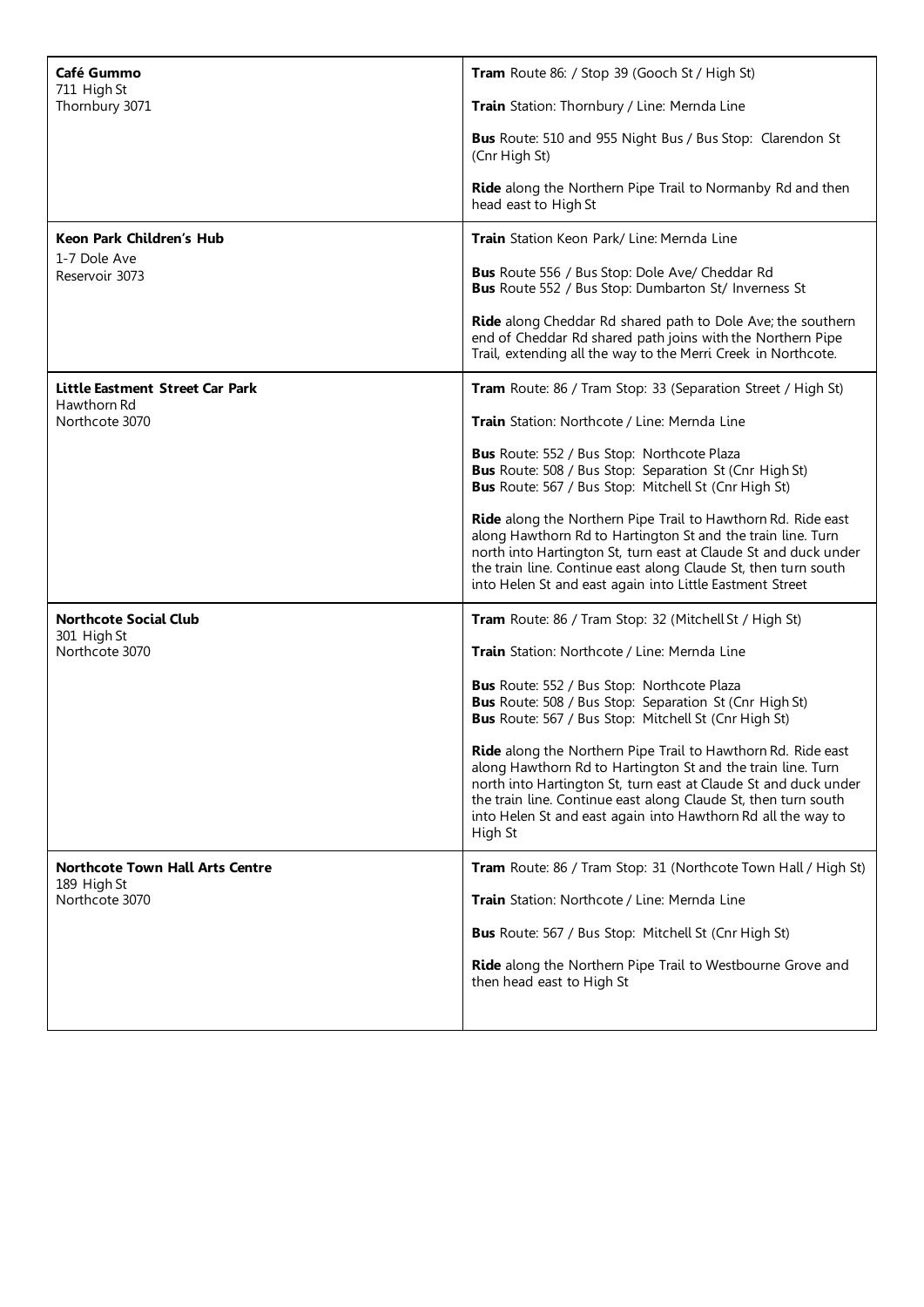| | |
|---|---|
| **Café Gummo**<br>711 High St<br>Thornbury 3071 | **Tram** Route 86: / Stop 39 (Gooch St / High St)<br><br>**Train** Station: Thornbury / Line: Mernda Line<br><br>**Bus** Route: 510 and 955 Night Bus / Bus Stop: Clarendon St (Cnr High St)<br><br>**Ride** along the Northern Pipe Trail to Normanby Rd and then head east to High St |
| **Keon Park Children's Hub**<br>1-7 Dole Ave<br>Reservoir 3073 | **Train** Station Keon Park/ Line: Mernda Line<br><br>**Bus** Route 556 / Bus Stop: Dole Ave/ Cheddar Rd<br>**Bus** Route 552 / Bus Stop: Dumbarton St/ Inverness St<br><br>**Ride** along Cheddar Rd shared path to Dole Ave; the southern end of Cheddar Rd shared path joins with the Northern Pipe Trail, extending all the way to the Merri Creek in Northcote. |
| **Little Eastment Street Car Park**<br>Hawthorn Rd<br>Northcote 3070 | **Tram** Route: 86 / Tram Stop: 33 (Separation Street / High St)<br><br>**Train** Station: Northcote / Line: Mernda Line<br><br>**Bus** Route: 552 / Bus Stop: Northcote Plaza<br>**Bus** Route: 508 / Bus Stop: Separation St (Cnr High St)<br>**Bus** Route: 567 / Bus Stop: Mitchell St (Cnr High St)<br><br>**Ride** along the Northern Pipe Trail to Hawthorn Rd. Ride east along Hawthorn Rd to Hartington St and the train line. Turn north into Hartington St, turn east at Claude St and duck under the train line. Continue east along Claude St, then turn south into Helen St and east again into Little Eastment Street |
| **Northcote Social Club**<br>301 High St<br>Northcote 3070 | **Tram** Route: 86 / Tram Stop: 32 (Mitchell St / High St)<br><br>**Train** Station: Northcote / Line: Mernda Line<br><br>**Bus** Route: 552 / Bus Stop: Northcote Plaza<br>**Bus** Route: 508 / Bus Stop: Separation St (Cnr High St)<br>**Bus** Route: 567 / Bus Stop: Mitchell St (Cnr High St)<br><br>**Ride** along the Northern Pipe Trail to Hawthorn Rd. Ride east along Hawthorn Rd to Hartington St and the train line. Turn north into Hartington St, turn east at Claude St and duck under the train line. Continue east along Claude St, then turn south into Helen St and east again into Hawthorn Rd all the way to High St |
| **Northcote Town Hall Arts Centre**<br>189 High St<br>Northcote 3070 | **Tram** Route: 86 / Tram Stop: 31 (Northcote Town Hall / High St)<br><br>**Train** Station: Northcote / Line: Mernda Line<br><br>**Bus** Route: 567 / Bus Stop: Mitchell St (Cnr High St)<br><br>**Ride** along the Northern Pipe Trail to Westbourne Grove and then head east to High St |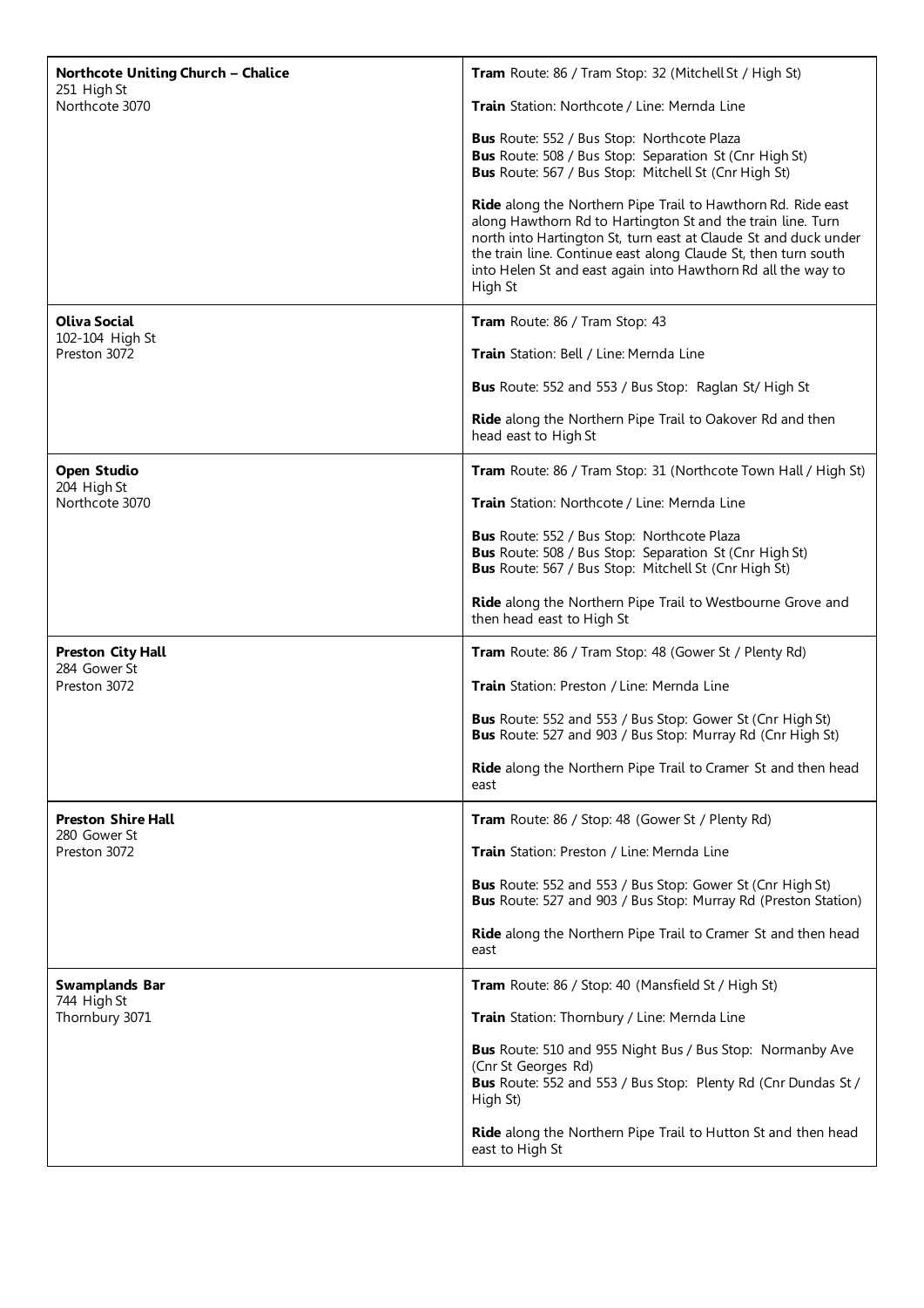| | |
|---|---|
| **Northcote Uniting Church – Chalice**<br>251 High St<br>Northcote 3070 | **Tram** Route: 86 / Tram Stop: 32 (Mitchell St / High St)<br><br>**Train** Station: Northcote / Line: Mernda Line<br><br>**Bus** Route: 552 / Bus Stop: Northcote Plaza<br>**Bus** Route: 508 / Bus Stop: Separation St (Cnr High St)<br>**Bus** Route: 567 / Bus Stop: Mitchell St (Cnr High St)<br><br>**Ride** along the Northern Pipe Trail to Hawthorn Rd. Ride east along Hawthorn Rd to Hartington St and the train line. Turn north into Hartington St, turn east at Claude St and duck under the train line. Continue east along Claude St, then turn south into Helen St and east again into Hawthorn Rd all the way to High St |
| **Oliva Social**<br>102-104 High St<br>Preston 3072 | **Tram** Route: 86 / Tram Stop: 43<br><br>**Train** Station: Bell / Line: Mernda Line<br><br>**Bus** Route: 552 and 553 / Bus Stop: Raglan St/ High St<br><br>**Ride** along the Northern Pipe Trail to Oakover Rd and then head east to High St |
| **Open Studio**<br>204 High St<br>Northcote 3070 | **Tram** Route: 86 / Tram Stop: 31 (Northcote Town Hall / High St)<br><br>**Train** Station: Northcote / Line: Mernda Line<br><br>**Bus** Route: 552 / Bus Stop: Northcote Plaza<br>**Bus** Route: 508 / Bus Stop: Separation St (Cnr High St)<br>**Bus** Route: 567 / Bus Stop: Mitchell St (Cnr High St)<br><br>**Ride** along the Northern Pipe Trail to Westbourne Grove and then head east to High St |
| **Preston City Hall**<br>284 Gower St<br>Preston 3072 | **Tram** Route: 86 / Tram Stop: 48 (Gower St / Plenty Rd)<br><br>**Train** Station: Preston / Line: Mernda Line<br><br>**Bus** Route: 552 and 553 / Bus Stop: Gower St (Cnr High St)<br>**Bus** Route: 527 and 903 / Bus Stop: Murray Rd (Cnr High St)<br><br>**Ride** along the Northern Pipe Trail to Cramer St and then head east |
| **Preston Shire Hall**<br>280 Gower St<br>Preston 3072 | **Tram** Route: 86 / Stop: 48 (Gower St / Plenty Rd)<br><br>**Train** Station: Preston / Line: Mernda Line<br><br>**Bus** Route: 552 and 553 / Bus Stop: Gower St (Cnr High St)<br>**Bus** Route: 527 and 903 / Bus Stop: Murray Rd (Preston Station)<br><br>**Ride** along the Northern Pipe Trail to Cramer St and then head east |
| **Swamplands Bar**<br>744 High St<br>Thornbury 3071 | **Tram** Route: 86 / Stop: 40 (Mansfield St / High St)<br><br>**Train** Station: Thornbury / Line: Mernda Line<br><br>**Bus** Route: 510 and 955 Night Bus / Bus Stop: Normanby Ave (Cnr St Georges Rd)<br>**Bus** Route: 552 and 553 / Bus Stop: Plenty Rd (Cnr Dundas St / High St)<br><br>**Ride** along the Northern Pipe Trail to Hutton St and then head east to High St |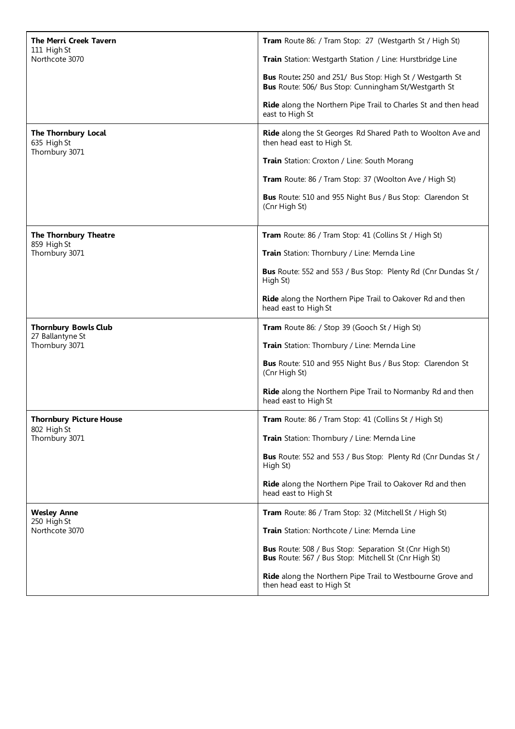| | |
|---|---|
| **The Merri Creek Tavern**<br>111 High St<br>Northcote 3070 | **Tram** Route 86: / Tram Stop: 27 (Westgarth St / High St)<br><br>**Train** Station: Westgarth Station / Line: Hurstbridge Line<br><br>**Bus** Route**:** 250 and 251/ Bus Stop: High St / Westgarth St<br>**Bus** Route: 506/ Bus Stop: Cunningham St/Westgarth St<br><br>**Ride** along the Northern Pipe Trail to Charles St and then head east to High St |
| **The Thornbury Local**<br>635 High St<br>Thornbury 3071 | **Ride** along the St Georges Rd Shared Path to Woolton Ave and then head east to High St.<br><br>**Train** Station: Croxton / Line: South Morang<br><br>**Tram** Route: 86 / Tram Stop: 37 (Woolton Ave / High St)<br><br>**Bus** Route: 510 and 955 Night Bus / Bus Stop: Clarendon St (Cnr High St) |
| **The Thornbury Theatre**<br>859 High St<br>Thornbury 3071 | **Tram** Route: 86 / Tram Stop: 41 (Collins St / High St)<br><br>**Train** Station: Thornbury / Line: Mernda Line<br><br>**Bus** Route: 552 and 553 / Bus Stop: Plenty Rd (Cnr Dundas St / High St)<br><br>**Ride** along the Northern Pipe Trail to Oakover Rd and then head east to High St |
| **Thornbury Bowls Club**<br>27 Ballantyne St<br>Thornbury 3071 | **Tram** Route 86: / Stop 39 (Gooch St / High St)<br><br>**Train** Station: Thornbury / Line: Mernda Line<br><br>**Bus** Route: 510 and 955 Night Bus / Bus Stop: Clarendon St (Cnr High St)<br><br>**Ride** along the Northern Pipe Trail to Normanby Rd and then head east to High St |
| **Thornbury Picture House**<br>802 High St<br>Thornbury 3071 | **Tram** Route: 86 / Tram Stop: 41 (Collins St / High St)<br><br>**Train** Station: Thornbury / Line: Mernda Line<br><br>**Bus** Route: 552 and 553 / Bus Stop: Plenty Rd (Cnr Dundas St / High St)<br><br>**Ride** along the Northern Pipe Trail to Oakover Rd and then head east to High St |
| **Wesley Anne**<br>250 High St<br>Northcote 3070 | **Tram** Route: 86 / Tram Stop: 32 (Mitchell St / High St)<br><br>**Train** Station: Northcote / Line: Mernda Line<br><br>**Bus** Route: 508 / Bus Stop: Separation St (Cnr High St)<br>**Bus** Route: 567 / Bus Stop: Mitchell St (Cnr High St)<br><br>**Ride** along the Northern Pipe Trail to Westbourne Grove and then head east to High St |